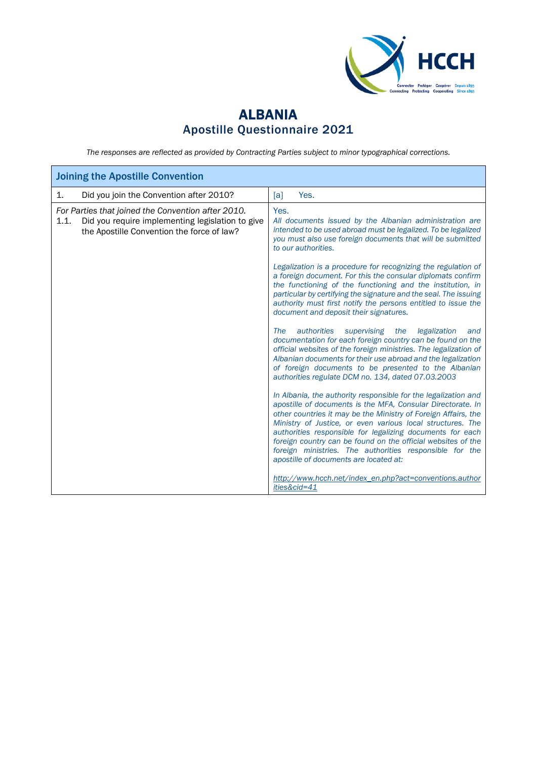# ALBANIA

## Apostille Questionnaire 2021

*The responses are reflected as provided by Contracting Parties subject to minor typographical corrections.*

| Joining the Apostille Convention | |
|---|---|
| 1. Did you join the Convention after 2010? | [a] Yes. |
| *For Parties that joined the Convention after 2010.*<br>1.1. Did you require implementing legislation to give the Apostille Convention the force of law? | Yes.<br>*All documents issued by the Albanian administration are intended to be used abroad must be legalized. To be legalized you must also use foreign documents that will be submitted to our authorities.*<br><br>*Legalization is a procedure for recognizing the regulation of a foreign document. For this the consular diplomats confirm the functioning of the functioning and the institution, in particular by certifying the signature and the seal. The issuing authority must first notify the persons entitled to issue the document and deposit their signatures.*<br><br>*The authorities supervising the legalization and documentation for each foreign country can be found on the official websites of the foreign ministries. The legalization of Albanian documents for their use abroad and the legalization of foreign documents to be presented to the Albanian authorities regulate DCM no. 134, dated 07.03.2003*<br><br>*In Albania, the authority responsible for the legalization and apostille of documents is the MFA, Consular Directorate. In other countries it may be the Ministry of Foreign Affairs, the Ministry of Justice, or even various local structures. The authorities responsible for legalizing documents for each foreign country can be found on the official websites of the foreign ministries. The authorities responsible for the apostille of documents are located at:*<br><br>*http://www.hcch.net/index_en.php?act=conventions.authorities&cid=41* |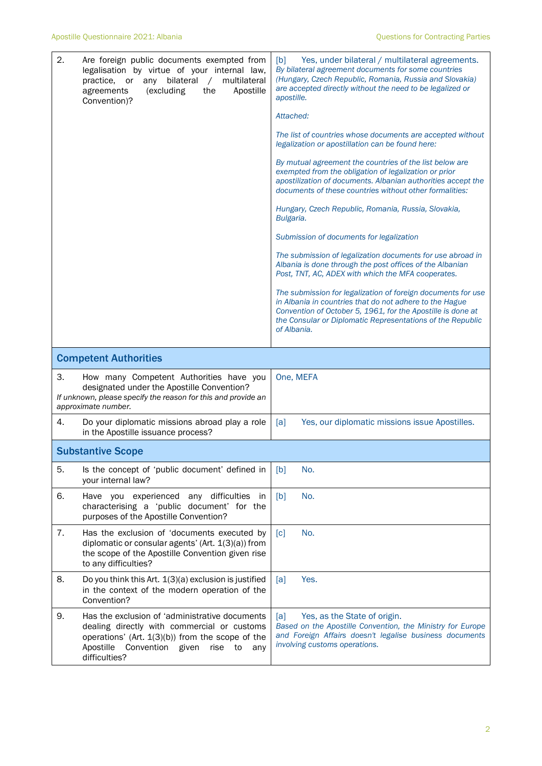| | |
|---|---|
| 2. Are foreign public documents exempted from legalisation by virtue of your internal law, practice, or any bilateral / multilateral agreements (excluding the Apostille Convention)? | [b] Yes, under bilateral / multilateral agreements.<br>*By bilateral agreement documents for some countries (Hungary, Czech Republic, Romania, Russia and Slovakia) are accepted directly without the need to be legalized or apostille.*<br><br>*Attached:*<br><br>*The list of countries whose documents are accepted without legalization or apostillation can be found here:*<br><br>*By mutual agreement the countries of the list below are exempted from the obligation of legalization or prior apostilization of documents. Albanian authorities accept the documents of these countries without other formalities:*<br><br>*Hungary, Czech Republic, Romania, Russia, Slovakia, Bulgaria.*<br><br>*Submission of documents for legalization*<br><br>*The submission of legalization documents for use abroad in Albania is done through the post offices of the Albanian Post, TNT, AC, ADEX with which the MFA cooperates.*<br><br>*The submission for legalization of foreign documents for use in Albania in countries that do not adhere to the Hague Convention of October 5, 1961, for the Apostille is done at the Consular or Diplomatic Representations of the Republic of Albania.* |
| **Competent Authorities** | |
| 3. How many Competent Authorities have you designated under the Apostille Convention?<br>*If unknown, please specify the reason for this and provide an approximate number.* | One, MEFA |
| 4. Do your diplomatic missions abroad play a role in the Apostille issuance process? | [a] Yes, our diplomatic missions issue Apostilles. |
| **Substantive Scope** | |
| 5. Is the concept of 'public document' defined in your internal law? | [b] No. |
| 6. Have you experienced any difficulties in characterising a 'public document' for the purposes of the Apostille Convention? | [b] No. |
| 7. Has the exclusion of 'documents executed by diplomatic or consular agents' (Art. 1(3)(a)) from the scope of the Apostille Convention given rise to any difficulties? | [c] No. |
| 8. Do you think this Art. 1(3)(a) exclusion is justified in the context of the modern operation of the Convention? | [a] Yes. |
| 9. Has the exclusion of 'administrative documents dealing directly with commercial or customs operations' (Art. 1(3)(b)) from the scope of the Apostille Convention given rise to any difficulties? | [a] Yes, as the State of origin.<br>*Based on the Apostille Convention, the Ministry for Europe and Foreign Affairs doesn't legalise business documents involving customs operations.* |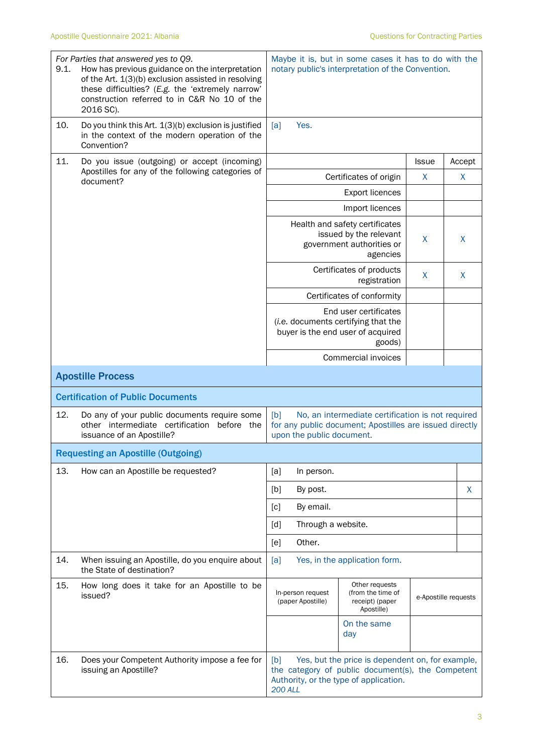| | |
|---|---|
| *For Parties that answered yes to Q9.* 9.1. How has previous guidance on the interpretation of the Art. 1(3)(b) exclusion assisted in resolving these difficulties? (*E.g.* the 'extremely narrow' construction referred to in C&R No 10 of the 2016 SC). | Maybe it is, but in some cases it has to do with the notary public's interpretation of the Convention. |
| 10. Do you think this Art. 1(3)(b) exclusion is justified in the context of the modern operation of the Convention? | [a] Yes. |

11. Do you issue (outgoing) or accept (incoming) Apostilles for any of the following categories of document?

| | Issue | Accept |
|---|---|---|
| Certificates of origin | X | X |
| Export licences | | |
| Import licences | | |
| Health and safety certificates issued by the relevant government authorities or agencies | X | X |
| Certificates of products registration | X | X |
| Certificates of conformity | | |
| End user certificates (*i.e.* documents certifying that the buyer is the end user of acquired goods) | | |
| Commercial invoices | | |

## Apostille Process

### Certification of Public Documents

| | |
|---|---|
| 12. Do any of your public documents require some other intermediate certification before the issuance of an Apostille? | [b] No, an intermediate certification is not required for any public document; Apostilles are issued directly upon the public document. |

### Requesting an Apostille (Outgoing)

13. How can an Apostille be requested?

| | |
|---|---|
| [a] In person. | |
| [b] By post. | X |
| [c] By email. | |
| [d] Through a website. | |
| [e] Other. | |

| | |
|---|---|
| 14. When issuing an Apostille, do you enquire about the State of destination? | [a] Yes, in the application form. |

15. How long does it take for an Apostille to be issued?

| In-person request (paper Apostille) | Other requests (from the time of receipt) (paper Apostille) | e-Apostille requests |
|---|---|---|
| | On the same day | |

| | |
|---|---|
| 16. Does your Competent Authority impose a fee for issuing an Apostille? | [b] Yes, but the price is dependent on, for example, the category of public document(s), the Competent Authority, or the type of application. *200 ALL* |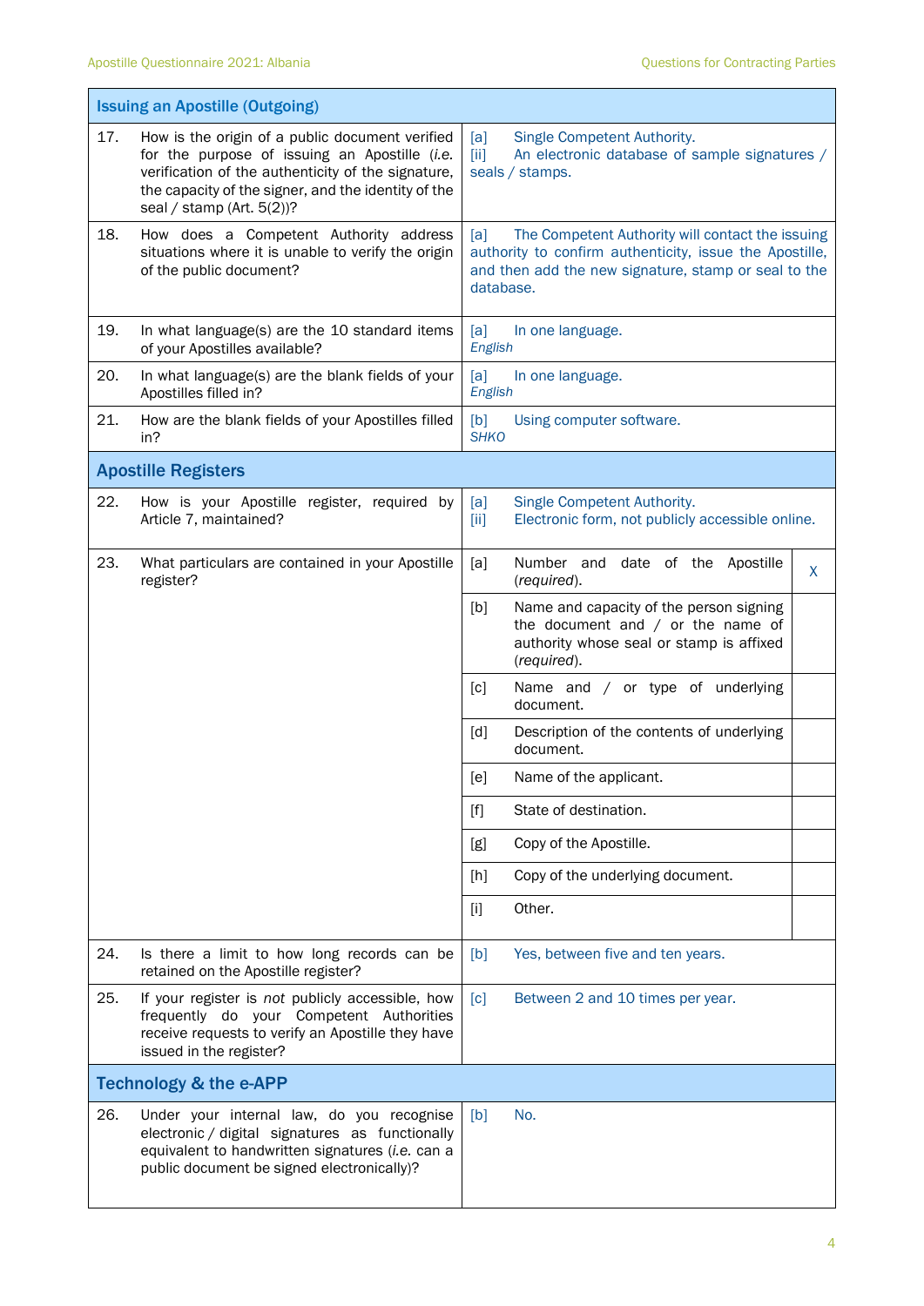| Issuing an Apostille (Outgoing) | | |
|---|---|---|
| 17. How is the origin of a public document verified for the purpose of issuing an Apostille (*i.e.* verification of the authenticity of the signature, the capacity of the signer, and the identity of the seal / stamp (Art. 5(2))? | [a] Single Competent Authority.<br>[ii] An electronic database of sample signatures / seals / stamps. | |
| 18. How does a Competent Authority address situations where it is unable to verify the origin of the public document? | [a] The Competent Authority will contact the issuing authority to confirm authenticity, issue the Apostille, and then add the new signature, stamp or seal to the database. | |
| 19. In what language(s) are the 10 standard items of your Apostilles available? | [a] In one language.<br>*English* | |
| 20. In what language(s) are the blank fields of your Apostilles filled in? | [a] In one language.<br>*English* | |
| 21. How are the blank fields of your Apostilles filled in? | [b] Using computer software.<br>*SHKO* | |
| **Apostille Registers** | | |
| 22. How is your Apostille register, required by Article 7, maintained? | [a] Single Competent Authority.<br>[ii] Electronic form, not publicly accessible online. | |
| 23. What particulars are contained in your Apostille register? | [a] Number and date of the Apostille (*required*). | X |
| | [b] Name and capacity of the person signing the document and / or the name of authority whose seal or stamp is affixed (*required*). | |
| | [c] Name and / or type of underlying document. | |
| | [d] Description of the contents of underlying document. | |
| | [e] Name of the applicant. | |
| | [f] State of destination. | |
| | [g] Copy of the Apostille. | |
| | [h] Copy of the underlying document. | |
| | [i] Other. | |
| 24. Is there a limit to how long records can be retained on the Apostille register? | [b] Yes, between five and ten years. | |
| 25. If your register is *not* publicly accessible, how frequently do your Competent Authorities receive requests to verify an Apostille they have issued in the register? | [c] Between 2 and 10 times per year. | |
| **Technology & the e-APP** | | |
| 26. Under your internal law, do you recognise electronic / digital signatures as functionally equivalent to handwritten signatures (*i.e.* can a public document be signed electronically)? | [b] No. | |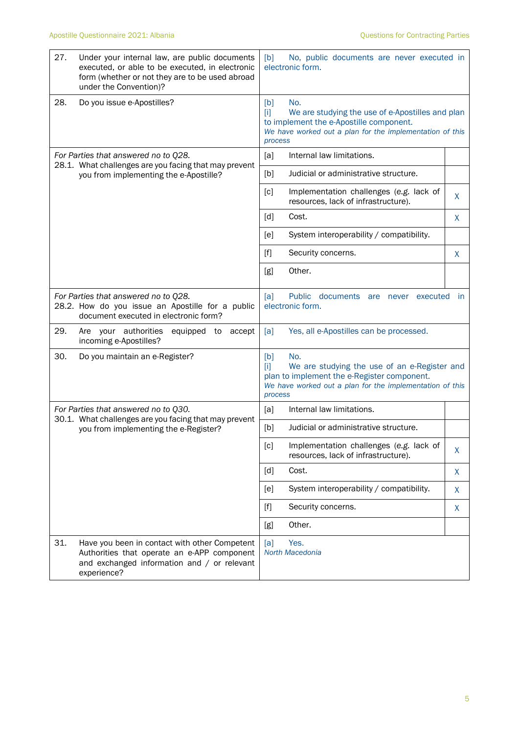| | | |
|---|---|---|
| 27. Under your internal law, are public documents executed, or able to be executed, in electronic form (whether or not they are to be used abroad under the Convention)? | [b] No, public documents are never executed in electronic form. | |
| 28. Do you issue e-Apostilles? | [b] No.<br>[i] We are studying the use of e-Apostilles and plan to implement the e-Apostille component.<br>*We have worked out a plan for the implementation of this process* | |
| *For Parties that answered no to Q28.*<br>28.1. What challenges are you facing that may prevent you from implementing the e-Apostille? | [a] Internal law limitations. | |
| | [b] Judicial or administrative structure. | |
| | [c] Implementation challenges (*e.g.* lack of resources, lack of infrastructure). | X |
| | [d] Cost. | X |
| | [e] System interoperability / compatibility. | |
| | [f] Security concerns. | X |
| | [g] Other. | |
| *For Parties that answered no to Q28.*<br>28.2. How do you issue an Apostille for a public document executed in electronic form? | [a] Public documents are never executed in electronic form. | |
| 29. Are your authorities equipped to accept incoming e-Apostilles? | [a] Yes, all e-Apostilles can be processed. | |
| 30. Do you maintain an e-Register? | [b] No.<br>[i] We are studying the use of an e-Register and plan to implement the e-Register component.<br>*We have worked out a plan for the implementation of this process* | |
| *For Parties that answered no to Q30.*<br>30.1. What challenges are you facing that may prevent you from implementing the e-Register? | [a] Internal law limitations. | |
| | [b] Judicial or administrative structure. | |
| | [c] Implementation challenges (*e.g.* lack of resources, lack of infrastructure). | X |
| | [d] Cost. | X |
| | [e] System interoperability / compatibility. | X |
| | [f] Security concerns. | X |
| | [g] Other. | |
| 31. Have you been in contact with other Competent Authorities that operate an e-APP component and exchanged information and / or relevant experience? | [a] Yes.<br>*North Macedonia* | |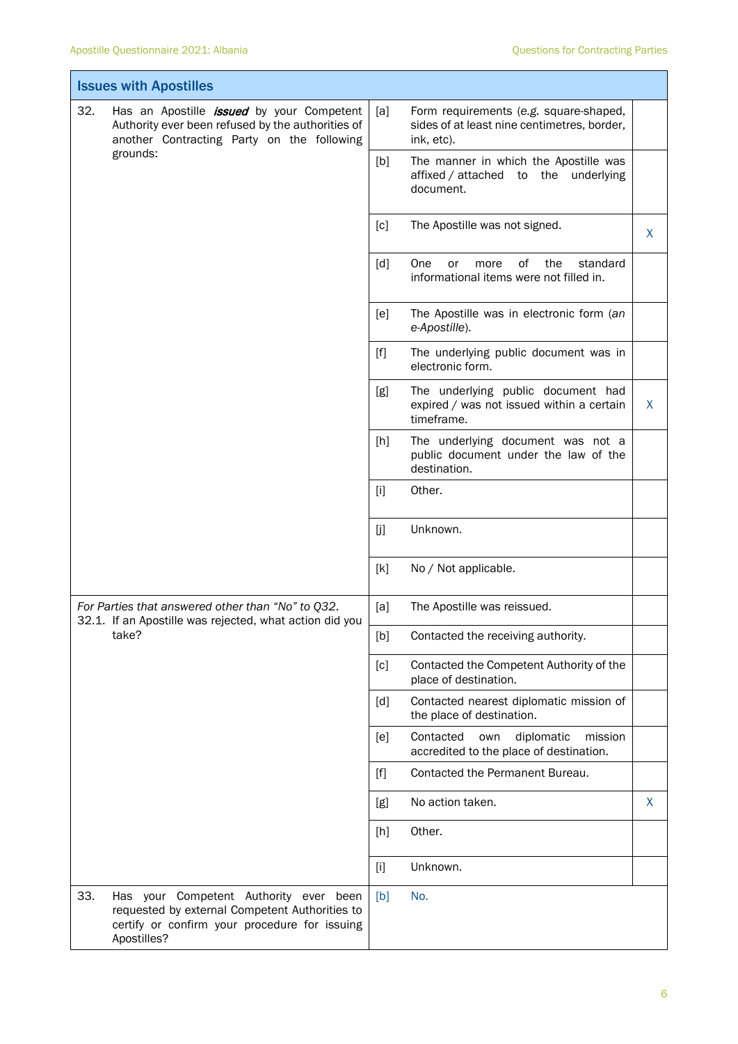| Issues with Apostilles | | | |
|---|---|---|---|
| 32. Has an Apostille ***issued*** by your Competent Authority ever been refused by the authorities of another Contracting Party on the following grounds: | [a] | Form requirements (*e.g.* square-shaped, sides of at least nine centimetres, border, ink, etc). | |
| | [b] | The manner in which the Apostille was affixed / attached to the underlying document. | |
| | [c] | The Apostille was not signed. | X |
| | [d] | One or more of the standard informational items were not filled in. | |
| | [e] | The Apostille was in electronic form (*an e-Apostille*). | |
| | [f] | The underlying public document was in electronic form. | |
| | [g] | The underlying public document had expired / was not issued within a certain timeframe. | X |
| | [h] | The underlying document was not a public document under the law of the destination. | |
| | [i] | Other. | |
| | [j] | Unknown. | |
| | [k] | No / Not applicable. | |
| *For Parties that answered other than "No" to Q32.* 32.1. If an Apostille was rejected, what action did you take? | [a] | The Apostille was reissued. | |
| | [b] | Contacted the receiving authority. | |
| | [c] | Contacted the Competent Authority of the place of destination. | |
| | [d] | Contacted nearest diplomatic mission of the place of destination. | |
| | [e] | Contacted own diplomatic mission accredited to the place of destination. | |
| | [f] | Contacted the Permanent Bureau. | |
| | [g] | No action taken. | X |
| | [h] | Other. | |
| | [i] | Unknown. | |
| 33. Has your Competent Authority ever been requested by external Competent Authorities to certify or confirm your procedure for issuing Apostilles? | [b] | No. | |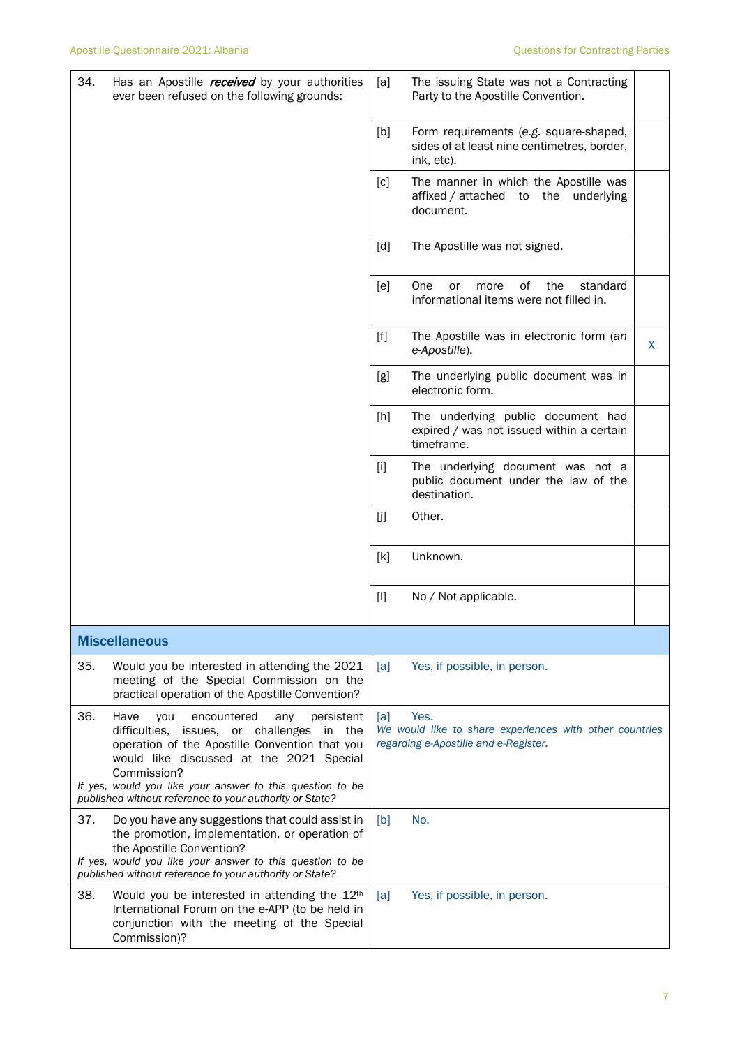| | | | |
|---|---|---|---|
| 34. | Has an Apostille ***received*** by your authorities ever been refused on the following grounds: | [a] The issuing State was not a Contracting Party to the Apostille Convention. | |
| | | [b] Form requirements (*e.g.* square-shaped, sides of at least nine centimetres, border, ink, etc). | |
| | | [c] The manner in which the Apostille was affixed / attached to the underlying document. | |
| | | [d] The Apostille was not signed. | |
| | | [e] One or more of the standard informational items were not filled in. | |
| | | [f] The Apostille was in electronic form (*an e-Apostille*). | X |
| | | [g] The underlying public document was in electronic form. | |
| | | [h] The underlying public document had expired / was not issued within a certain timeframe. | |
| | | [i] The underlying document was not a public document under the law of the destination. | |
| | | [j] Other. | |
| | | [k] Unknown. | |
| | | [l] No / Not applicable. | |

## Miscellaneous

| | | |
|---|---|---|
| 35. | Would you be interested in attending the 2021 meeting of the Special Commission on the practical operation of the Apostille Convention? | [a] Yes, if possible, in person. |
| 36. | Have you encountered any persistent difficulties, issues, or challenges in the operation of the Apostille Convention that you would like discussed at the 2021 Special Commission? *If yes, would you like your answer to this question to be published without reference to your authority or State?* | [a] Yes. *We would like to share experiences with other countries regarding e-Apostille and e-Register.* |
| 37. | Do you have any suggestions that could assist in the promotion, implementation, or operation of the Apostille Convention? *If yes, would you like your answer to this question to be published without reference to your authority or State?* | [b] No. |
| 38. | Would you be interested in attending the 12th International Forum on the e-APP (to be held in conjunction with the meeting of the Special Commission)? | [a] Yes, if possible, in person. |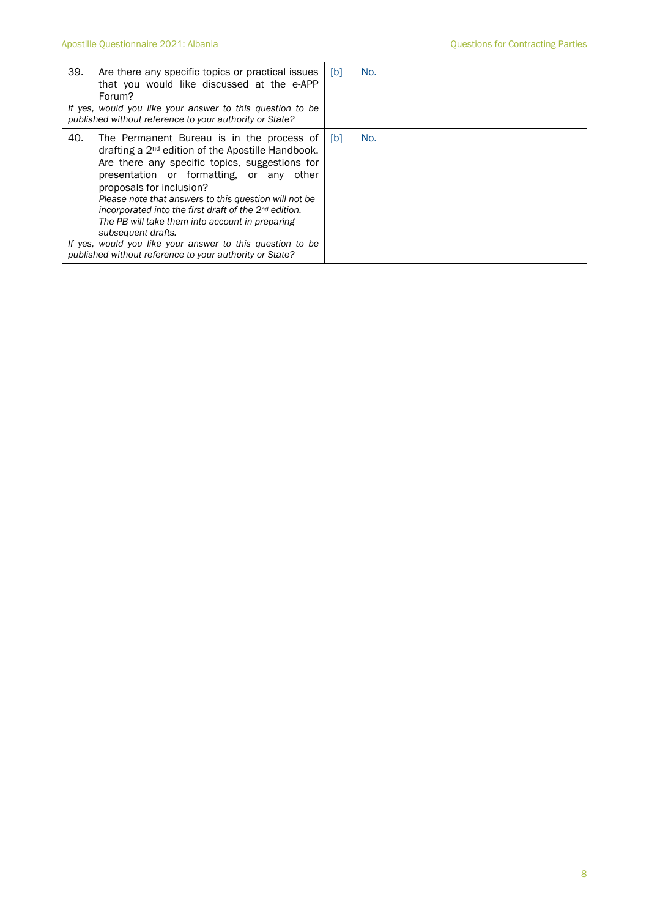| | |
|---|---|
| 39. Are there any specific topics or practical issues that you would like discussed at the e-APP Forum?<br>*If yes, would you like your answer to this question to be published without reference to your authority or State?* | [b] No. |
| 40. The Permanent Bureau is in the process of drafting a 2nd edition of the Apostille Handbook. Are there any specific topics, suggestions for presentation or formatting, or any other proposals for inclusion?<br>*Please note that answers to this question will not be incorporated into the first draft of the 2nd edition. The PB will take them into account in preparing subsequent drafts.*<br>*If yes, would you like your answer to this question to be published without reference to your authority or State?* | [b] No. |